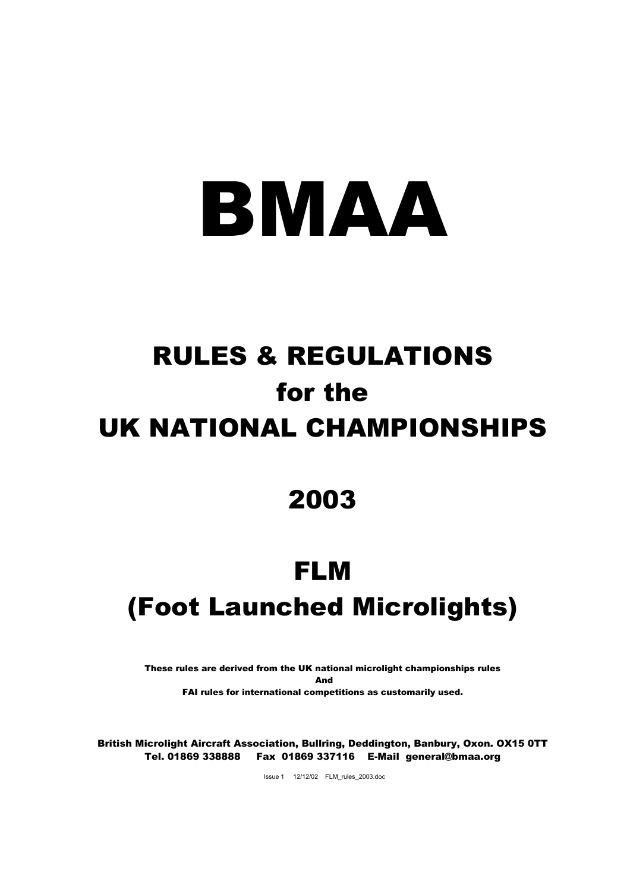# BMAA

## RULES & REGULATIONS
## for the
## UK NATIONAL CHAMPIONSHIPS

## 2003

## FLM
## (Foot Launched Microlights)

**These rules are derived from the UK national microlight championships rules**
**And**
**FAI rules for international competitions as customarily used.**

**British Microlight Aircraft Association, Bullring, Deddington, Banbury, Oxon. OX15 0TT**
**Tel. 01869 338888 Fax 01869 337116 E-Mail general@bmaa.org**

Issue 1 12/12/02 FLM_rules_2003.doc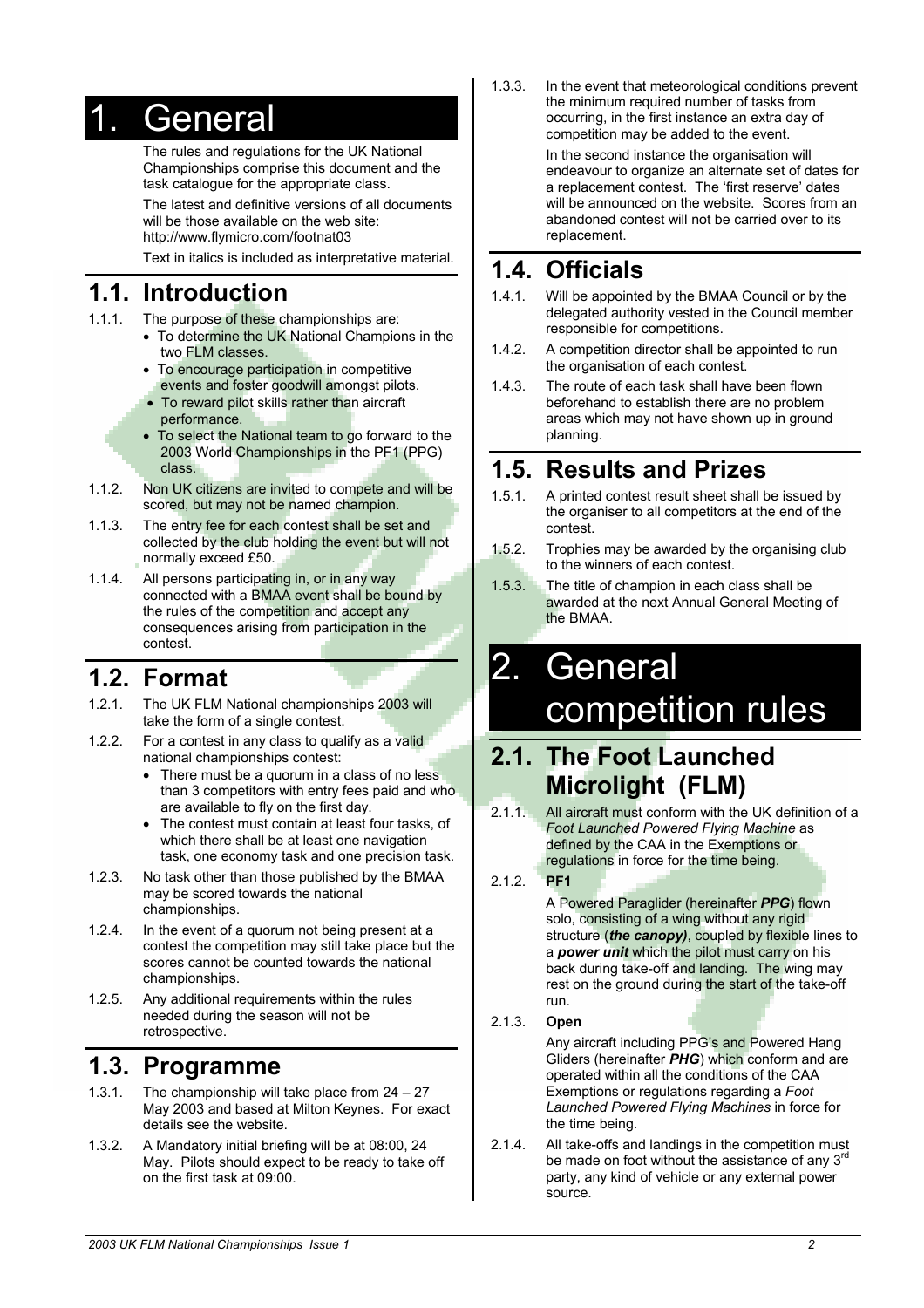# 1. General

The rules and regulations for the UK National Championships comprise this document and the task catalogue for the appropriate class.

The latest and definitive versions of all documents will be those available on the web site: http://www.flymicro.com/footnat03

*Text in italics is included as interpretative material.*

## 1.1. Introduction

1.1.1. The purpose of these championships are:

- To determine the UK National Champions in the two FLM classes.
- To encourage participation in competitive events and foster goodwill amongst pilots.
- To reward pilot skills rather than aircraft performance.
- To select the National team to go forward to the 2003 World Championships in the PF1 (PPG) class.

1.1.2. Non UK citizens are invited to compete and will be scored, but may not be named champion.

1.1.3. The entry fee for each contest shall be set and collected by the club holding the event but will not normally exceed £50.

1.1.4. All persons participating in, or in any way connected with a BMAA event shall be bound by the rules of the competition and accept any consequences arising from participation in the contest.

## 1.2. Format

1.2.1. The UK FLM National championships 2003 will take the form of a single contest.

1.2.2. For a contest in any class to qualify as a valid national championships contest:

- There must be a quorum in a class of no less than 3 competitors with entry fees paid and who are available to fly on the first day.
- The contest must contain at least four tasks, of which there shall be at least one navigation task, one economy task and one precision task.

1.2.3. No task other than those published by the BMAA may be scored towards the national championships.

1.2.4. In the event of a quorum not being present at a contest the competition may still take place but the scores cannot be counted towards the national championships.

1.2.5. Any additional requirements within the rules needed during the season will not be retrospective.

## 1.3. Programme

1.3.1. The championship will take place from 24 – 27 May 2003 and based at Milton Keynes. For exact details see the website.

1.3.2. A Mandatory initial briefing will be at 08:00, 24 May. Pilots should expect to be ready to take off on the first task at 09:00.

1.3.3. In the event that meteorological conditions prevent the minimum required number of tasks from occurring, in the first instance an extra day of competition may be added to the event.

In the second instance the organisation will endeavour to organize an alternate set of dates for a replacement contest. The 'first reserve' dates will be announced on the website. Scores from an abandoned contest will not be carried over to its replacement.

## 1.4. Officials

1.4.1. Will be appointed by the BMAA Council or by the delegated authority vested in the Council member responsible for competitions.

1.4.2. A competition director shall be appointed to run the organisation of each contest.

1.4.3. The route of each task shall have been flown beforehand to establish there are no problem areas which may not have shown up in ground planning.

## 1.5. Results and Prizes

1.5.1. A printed contest result sheet shall be issued by the organiser to all competitors at the end of the contest.

1.5.2. Trophies may be awarded by the organising club to the winners of each contest.

1.5.3. The title of champion in each class shall be awarded at the next Annual General Meeting of the BMAA.

# 2. General competition rules

## 2.1. The Foot Launched Microlight (FLM)

2.1.1. All aircraft must conform with the UK definition of a *Foot Launched Powered Flying Machine* as defined by the CAA in the Exemptions or regulations in force for the time being.

2.1.2. **PF1**

A Powered Paraglider (hereinafter ***PPG***) flown solo, consisting of a wing without any rigid structure (***the canopy)***, coupled by flexible lines to a ***power unit*** which the pilot must carry on his back during take-off and landing. The wing may rest on the ground during the start of the take-off run.

2.1.3. **Open**

Any aircraft including PPG's and Powered Hang Gliders (hereinafter ***PHG***) which conform and are operated within all the conditions of the CAA Exemptions or regulations regarding a *Foot Launched Powered Flying Machines* in force for the time being.

2.1.4. All take-offs and landings in the competition must be made on foot without the assistance of any 3rd party, any kind of vehicle or any external power source.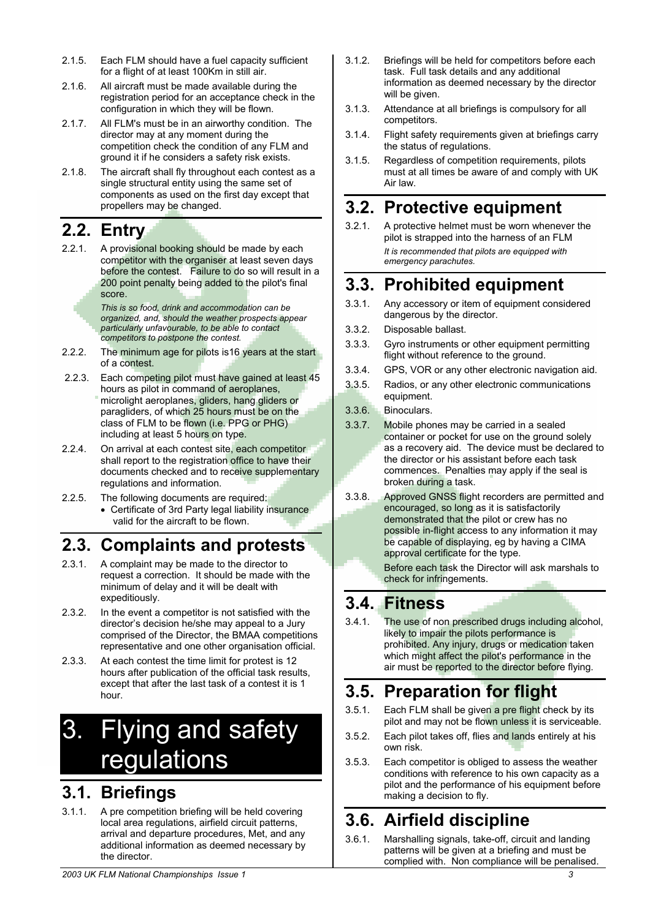2.1.5. Each FLM should have a fuel capacity sufficient for a flight of at least 100Km in still air.

2.1.6. All aircraft must be made available during the registration period for an acceptance check in the configuration in which they will be flown.

2.1.7. All FLM's must be in an airworthy condition. The director may at any moment during the competition check the condition of any FLM and ground it if he considers a safety risk exists.

2.1.8. The aircraft shall fly throughout each contest as a single structural entity using the same set of components as used on the first day except that propellers may be changed.

## 2.2. Entry

2.2.1. A provisional booking should be made by each competitor with the organiser at least seven days before the contest. Failure to do so will result in a 200 point penalty being added to the pilot's final score.

*This is so food, drink and accommodation can be organized, and, should the weather prospects appear particularly unfavourable, to be able to contact competitors to postpone the contest.*

2.2.2. The minimum age for pilots is16 years at the start of a contest.

2.2.3. Each competing pilot must have gained at least 45 hours as pilot in command of aeroplanes, microlight aeroplanes, gliders, hang gliders or paragliders, of which 25 hours must be on the class of FLM to be flown (i.e. PPG or PHG) including at least 5 hours on type.

2.2.4. On arrival at each contest site, each competitor shall report to the registration office to have their documents checked and to receive supplementary regulations and information.

2.2.5. The following documents are required:

- Certificate of 3rd Party legal liability insurance valid for the aircraft to be flown.

## 2.3. Complaints and protests

2.3.1. A complaint may be made to the director to request a correction. It should be made with the minimum of delay and it will be dealt with expeditiously.

2.3.2. In the event a competitor is not satisfied with the director's decision he/she may appeal to a Jury comprised of the Director, the BMAA competitions representative and one other organisation official.

2.3.3. At each contest the time limit for protest is 12 hours after publication of the official task results, except that after the last task of a contest it is 1 hour.

# 3. Flying and safety regulations

## 3.1. Briefings

3.1.1. A pre competition briefing will be held covering local area regulations, airfield circuit patterns, arrival and departure procedures, Met, and any additional information as deemed necessary by the director.

3.1.2. Briefings will be held for competitors before each task. Full task details and any additional information as deemed necessary by the director will be given.

3.1.3. Attendance at all briefings is compulsory for all competitors.

3.1.4. Flight safety requirements given at briefings carry the status of regulations.

3.1.5. Regardless of competition requirements, pilots must at all times be aware of and comply with UK Air law.

## 3.2. Protective equipment

3.2.1. A protective helmet must be worn whenever the pilot is strapped into the harness of an FLM

*It is recommended that pilots are equipped with emergency parachutes.*

## 3.3. Prohibited equipment

3.3.1. Any accessory or item of equipment considered dangerous by the director.

3.3.2. Disposable ballast.

3.3.3. Gyro instruments or other equipment permitting flight without reference to the ground.

3.3.4. GPS, VOR or any other electronic navigation aid.

3.3.5. Radios, or any other electronic communications equipment.

3.3.6. Binoculars.

3.3.7. Mobile phones may be carried in a sealed container or pocket for use on the ground solely as a recovery aid. The device must be declared to the director or his assistant before each task commences. Penalties may apply if the seal is broken during a task.

3.3.8. Approved GNSS flight recorders are permitted and encouraged, so long as it is satisfactorily demonstrated that the pilot or crew has no possible in-flight access to any information it may be capable of displaying, eg by having a CIMA approval certificate for the type.

Before each task the Director will ask marshals to check for infringements.

## 3.4. Fitness

3.4.1. The use of non prescribed drugs including alcohol, likely to impair the pilots performance is prohibited. Any injury, drugs or medication taken which might affect the pilot's performance in the air must be reported to the director before flying.

## 3.5. Preparation for flight

3.5.1. Each FLM shall be given a pre flight check by its pilot and may not be flown unless it is serviceable.

3.5.2. Each pilot takes off, flies and lands entirely at his own risk.

3.5.3. Each competitor is obliged to assess the weather conditions with reference to his own capacity as a pilot and the performance of his equipment before making a decision to fly.

## 3.6. Airfield discipline

3.6.1. Marshalling signals, take-off, circuit and landing patterns will be given at a briefing and must be complied with. Non compliance will be penalised.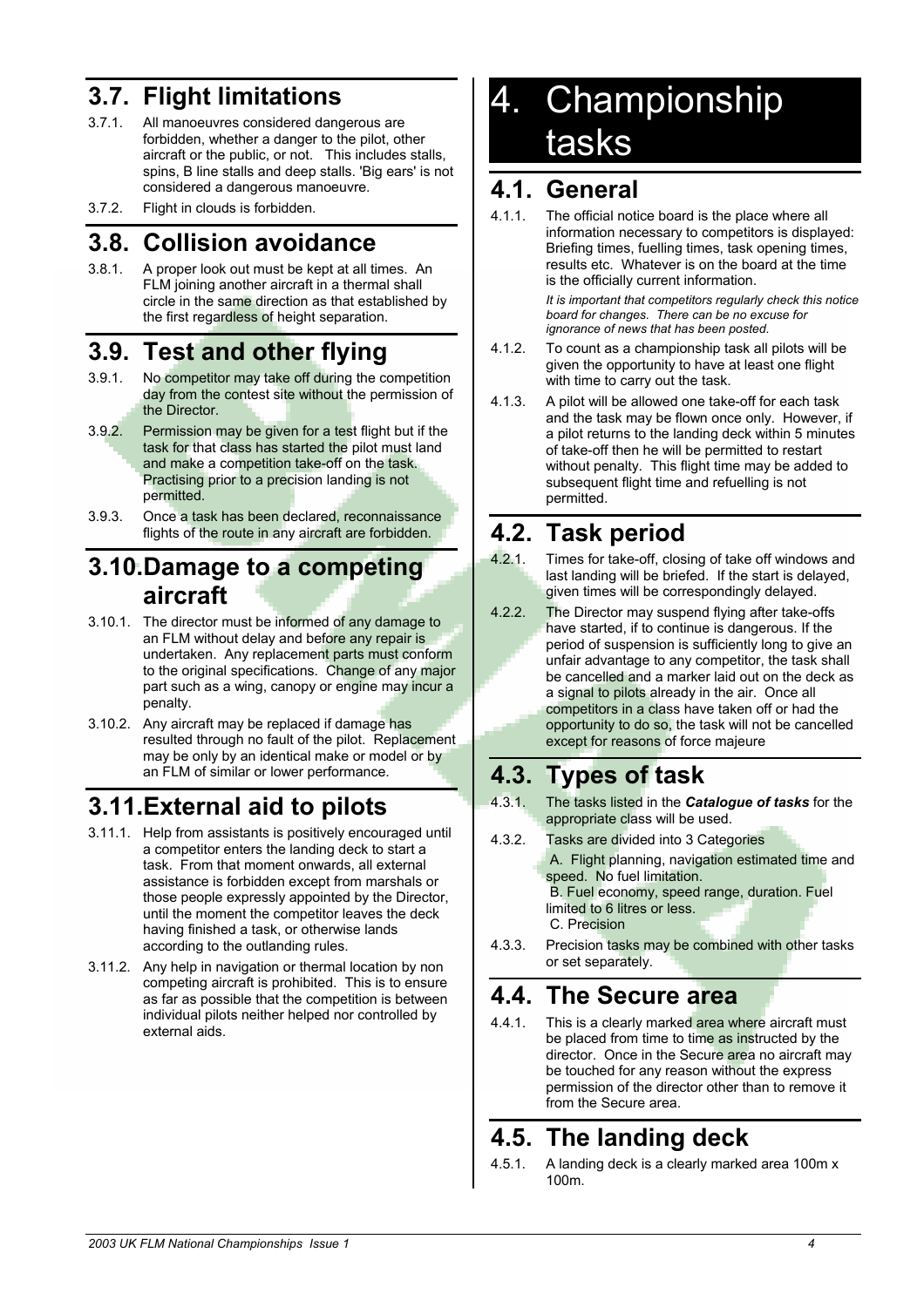## 3.7. Flight limitations

3.7.1. All manoeuvres considered dangerous are forbidden, whether a danger to the pilot, other aircraft or the public, or not. This includes stalls, spins, B line stalls and deep stalls. 'Big ears' is not considered a dangerous manoeuvre.

3.7.2. Flight in clouds is forbidden.

## 3.8. Collision avoidance

3.8.1. A proper look out must be kept at all times. An FLM joining another aircraft in a thermal shall circle in the same direction as that established by the first regardless of height separation.

## 3.9. Test and other flying

3.9.1. No competitor may take off during the competition day from the contest site without the permission of the Director.

3.9.2. Permission may be given for a test flight but if the task for that class has started the pilot must land and make a competition take-off on the task. Practising prior to a precision landing is not permitted.

3.9.3. Once a task has been declared, reconnaissance flights of the route in any aircraft are forbidden.

## 3.10. Damage to a competing aircraft

3.10.1. The director must be informed of any damage to an FLM without delay and before any repair is undertaken. Any replacement parts must conform to the original specifications. Change of any major part such as a wing, canopy or engine may incur a penalty.

3.10.2. Any aircraft may be replaced if damage has resulted through no fault of the pilot. Replacement may be only by an identical make or model or by an FLM of similar or lower performance.

## 3.11. External aid to pilots

3.11.1. Help from assistants is positively encouraged until a competitor enters the landing deck to start a task. From that moment onwards, all external assistance is forbidden except from marshals or those people expressly appointed by the Director, until the moment the competitor leaves the deck having finished a task, or otherwise lands according to the outlanding rules.

3.11.2. Any help in navigation or thermal location by non competing aircraft is prohibited. This is to ensure as far as possible that the competition is between individual pilots neither helped nor controlled by external aids.

# 4. Championship tasks

## 4.1. General

4.1.1. The official notice board is the place where all information necessary to competitors is displayed: Briefing times, fuelling times, task opening times, results etc. Whatever is on the board at the time is the officially current information.

***It is important that competitors regularly check this notice board for changes. There can be no excuse for ignorance of news that has been posted.***

4.1.2. To count as a championship task all pilots will be given the opportunity to have at least one flight with time to carry out the task.

4.1.3. A pilot will be allowed one take-off for each task and the task may be flown once only. However, if a pilot returns to the landing deck within 5 minutes of take-off then he will be permitted to restart without penalty. This flight time may be added to subsequent flight time and refuelling is not permitted.

## 4.2. Task period

4.2.1. Times for take-off, closing of take off windows and last landing will be briefed. If the start is delayed, given times will be correspondingly delayed.

4.2.2. The Director may suspend flying after take-offs have started, if to continue is dangerous. If the period of suspension is sufficiently long to give an unfair advantage to any competitor, the task shall be cancelled and a marker laid out on the deck as a signal to pilots already in the air. Once all competitors in a class have taken off or had the opportunity to do so, the task will not be cancelled except for reasons of force majeure

## 4.3. Types of task

4.3.1. The tasks listed in the ***Catalogue of tasks*** for the appropriate class will be used.

4.3.2. Tasks are divided into 3 Categories

A. Flight planning, navigation estimated time and speed. No fuel limitation.
B. Fuel economy, speed range, duration. Fuel limited to 6 litres or less.
C. Precision

4.3.3. Precision tasks may be combined with other tasks or set separately.

## 4.4. The Secure area

4.4.1. This is a clearly marked area where aircraft must be placed from time to time as instructed by the director. Once in the Secure area no aircraft may be touched for any reason without the express permission of the director other than to remove it from the Secure area.

## 4.5. The landing deck

4.5.1. A landing deck is a clearly marked area 100m x 100m.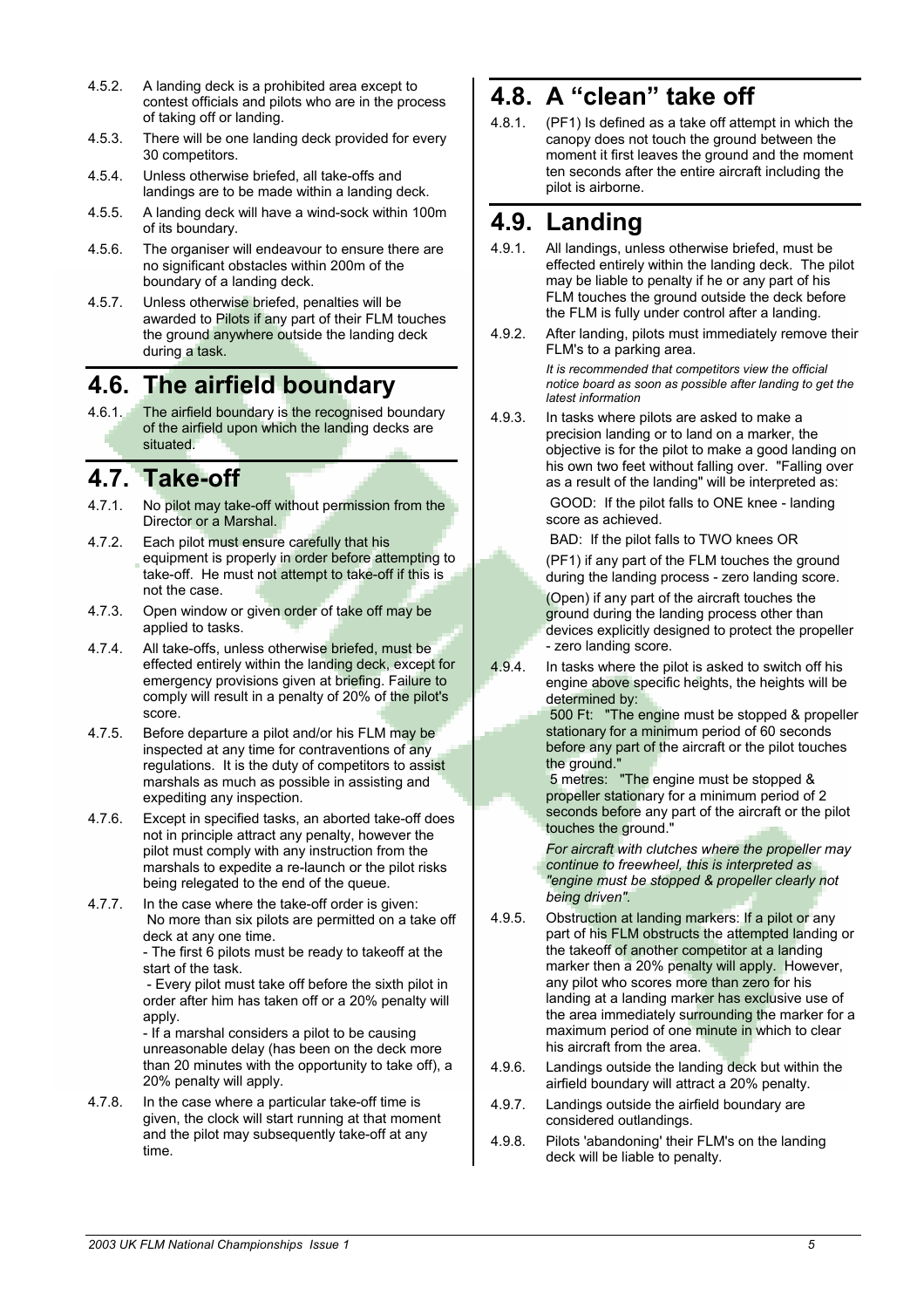4.5.2. A landing deck is a prohibited area except to contest officials and pilots who are in the process of taking off or landing.

4.5.3. There will be one landing deck provided for every 30 competitors.

4.5.4. Unless otherwise briefed, all take-offs and landings are to be made within a landing deck.

4.5.5. A landing deck will have a wind-sock within 100m of its boundary.

4.5.6. The organiser will endeavour to ensure there are no significant obstacles within 200m of the boundary of a landing deck.

4.5.7. Unless otherwise briefed, penalties will be awarded to Pilots if any part of their FLM touches the ground anywhere outside the landing deck during a task.

## 4.6. The airfield boundary

4.6.1. The airfield boundary is the recognised boundary of the airfield upon which the landing decks are situated.

## 4.7. Take-off

4.7.1. No pilot may take-off without permission from the Director or a Marshal.

4.7.2. Each pilot must ensure carefully that his equipment is properly in order before attempting to take-off. He must not attempt to take-off if this is not the case.

4.7.3. Open window or given order of take off may be applied to tasks.

4.7.4. All take-offs, unless otherwise briefed, must be effected entirely within the landing deck, except for emergency provisions given at briefing. Failure to comply will result in a penalty of 20% of the pilot's score.

4.7.5. Before departure a pilot and/or his FLM may be inspected at any time for contraventions of any regulations. It is the duty of competitors to assist marshals as much as possible in assisting and expediting any inspection.

4.7.6. Except in specified tasks, an aborted take-off does not in principle attract any penalty, however the pilot must comply with any instruction from the marshals to expedite a re-launch or the pilot risks being relegated to the end of the queue.

4.7.7. In the case where the take-off order is given: No more than six pilots are permitted on a take off deck at any one time.
- The first 6 pilots must be ready to takeoff at the start of the task.
- Every pilot must take off before the sixth pilot in order after him has taken off or a 20% penalty will apply.
- If a marshal considers a pilot to be causing unreasonable delay (has been on the deck more than 20 minutes with the opportunity to take off), a 20% penalty will apply.

4.7.8. In the case where a particular take-off time is given, the clock will start running at that moment and the pilot may subsequently take-off at any time.

## 4.8. A "clean" take off

4.8.1. (PF1) Is defined as a take off attempt in which the canopy does not touch the ground between the moment it first leaves the ground and the moment ten seconds after the entire aircraft including the pilot is airborne.

## 4.9. Landing

4.9.1. All landings, unless otherwise briefed, must be effected entirely within the landing deck. The pilot may be liable to penalty if he or any part of his FLM touches the ground outside the deck before the FLM is fully under control after a landing.

4.9.2. After landing, pilots must immediately remove their FLM's to a parking area.

*It is recommended that competitors view the official notice board as soon as possible after landing to get the latest information*

4.9.3. In tasks where pilots are asked to make a precision landing or to land on a marker, the objective is for the pilot to make a good landing on his own two feet without falling over. "Falling over as a result of the landing" will be interpreted as:

GOOD: If the pilot falls to ONE knee - landing score as achieved.

BAD: If the pilot falls to TWO knees OR

(PF1) if any part of the FLM touches the ground during the landing process - zero landing score.

(Open) if any part of the aircraft touches the ground during the landing process other than devices explicitly designed to protect the propeller - zero landing score.

4.9.4. In tasks where the pilot is asked to switch off his engine above specific heights, the heights will be determined by:

500 Ft: "The engine must be stopped & propeller stationary for a minimum period of 60 seconds before any part of the aircraft or the pilot touches the ground."

5 metres: "The engine must be stopped & propeller stationary for a minimum period of 2 seconds before any part of the aircraft or the pilot touches the ground."

*For aircraft with clutches where the propeller may continue to freewheel, this is interpreted as "engine must be stopped & propeller clearly not being driven".*

4.9.5. Obstruction at landing markers: If a pilot or any part of his FLM obstructs the attempted landing or the takeoff of another competitor at a landing marker then a 20% penalty will apply. However, any pilot who scores more than zero for his landing at a landing marker has exclusive use of the area immediately surrounding the marker for a maximum period of one minute in which to clear his aircraft from the area.

4.9.6. Landings outside the landing deck but within the airfield boundary will attract a 20% penalty.

4.9.7. Landings outside the airfield boundary are considered outlandings.

4.9.8. Pilots 'abandoning' their FLM's on the landing deck will be liable to penalty.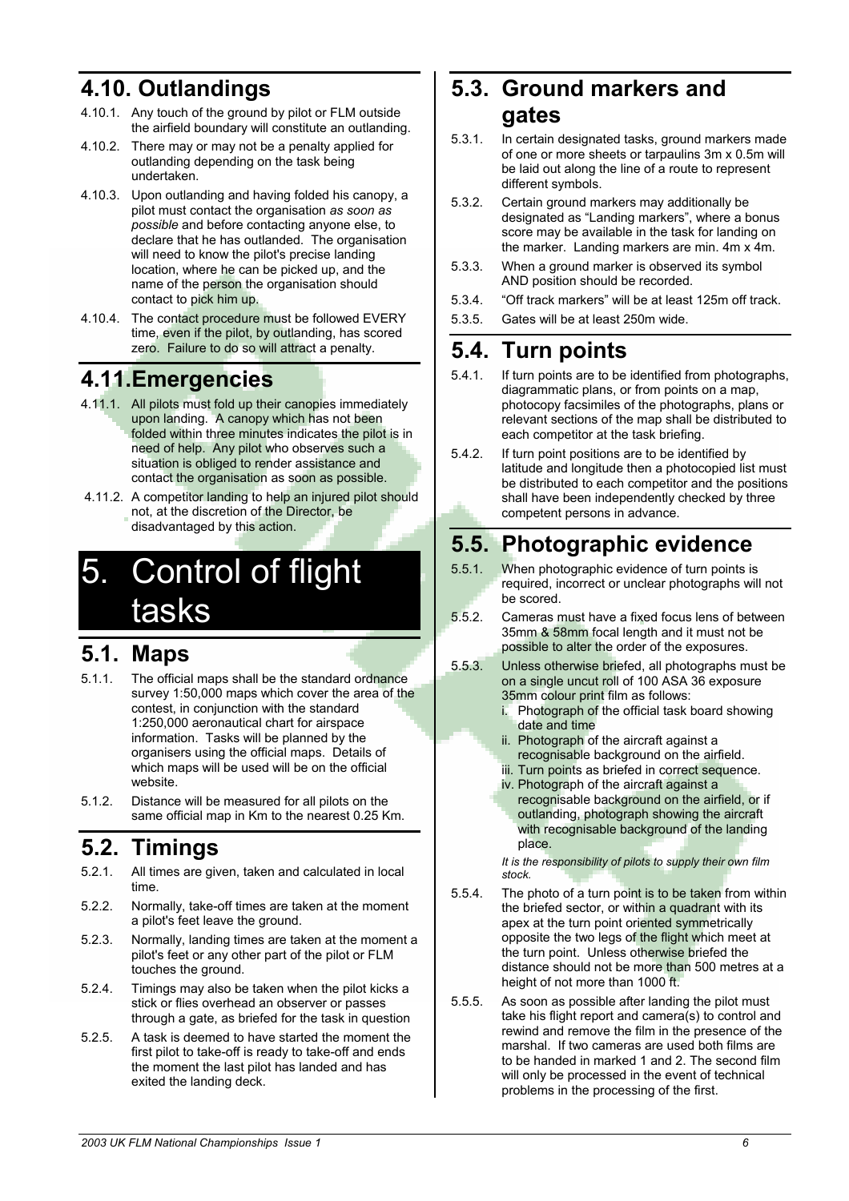## 4.10. Outlandings

4.10.1. Any touch of the ground by pilot or FLM outside the airfield boundary will constitute an outlanding.

4.10.2. There may or may not be a penalty applied for outlanding depending on the task being undertaken.

4.10.3. Upon outlanding and having folded his canopy, a pilot must contact the organisation *as soon as possible* and before contacting anyone else, to declare that he has outlanded. The organisation will need to know the pilot's precise landing location, where he can be picked up, and the name of the person the organisation should contact to pick him up.

4.10.4. The contact procedure must be followed EVERY time, even if the pilot, by outlanding, has scored zero. Failure to do so will attract a penalty.

## 4.11. Emergencies

4.11.1. All pilots must fold up their canopies immediately upon landing. A canopy which has not been folded within three minutes indicates the pilot is in need of help. Any pilot who observes such a situation is obliged to render assistance and contact the organisation as soon as possible.

4.11.2. A competitor landing to help an injured pilot should not, at the discretion of the Director, be disadvantaged by this action.

# 5. Control of flight tasks

## 5.1. Maps

5.1.1. The official maps shall be the standard ordnance survey 1:50,000 maps which cover the area of the contest, in conjunction with the standard 1:250,000 aeronautical chart for airspace information. Tasks will be planned by the organisers using the official maps. Details of which maps will be used will be on the official website.

5.1.2. Distance will be measured for all pilots on the same official map in Km to the nearest 0.25 Km.

## 5.2. Timings

5.2.1. All times are given, taken and calculated in local time.

5.2.2. Normally, take-off times are taken at the moment a pilot's feet leave the ground.

5.2.3. Normally, landing times are taken at the moment a pilot's feet or any other part of the pilot or FLM touches the ground.

5.2.4. Timings may also be taken when the pilot kicks a stick or flies overhead an observer or passes through a gate, as briefed for the task in question

5.2.5. A task is deemed to have started the moment the first pilot to take-off is ready to take-off and ends the moment the last pilot has landed and has exited the landing deck.

## 5.3. Ground markers and gates

5.3.1. In certain designated tasks, ground markers made of one or more sheets or tarpaulins 3m x 0.5m will be laid out along the line of a route to represent different symbols.

5.3.2. Certain ground markers may additionally be designated as "Landing markers", where a bonus score may be available in the task for landing on the marker. Landing markers are min. 4m x 4m.

5.3.3. When a ground marker is observed its symbol AND position should be recorded.

5.3.4. "Off track markers" will be at least 125m off track.

5.3.5. Gates will be at least 250m wide.

## 5.4. Turn points

5.4.1. If turn points are to be identified from photographs, diagrammatic plans, or from points on a map, photocopy facsimiles of the photographs, plans or relevant sections of the map shall be distributed to each competitor at the task briefing.

5.4.2. If turn point positions are to be identified by latitude and longitude then a photocopied list must be distributed to each competitor and the positions shall have been independently checked by three competent persons in advance.

## 5.5. Photographic evidence

5.5.1. When photographic evidence of turn points is required, incorrect or unclear photographs will not be scored.

5.5.2. Cameras must have a fixed focus lens of between 35mm & 58mm focal length and it must not be possible to alter the order of the exposures.

5.5.3. Unless otherwise briefed, all photographs must be on a single uncut roll of 100 ASA 36 exposure 35mm colour print film as follows:

i. Photograph of the official task board showing date and time
ii. Photograph of the aircraft against a recognisable background on the airfield.
iii. Turn points as briefed in correct sequence.
iv. Photograph of the aircraft against a recognisable background on the airfield, or if outlanding, photograph showing the aircraft with recognisable background of the landing place.

*It is the responsibility of pilots to supply their own film stock.*

5.5.4. The photo of a turn point is to be taken from within the briefed sector, or within a quadrant with its apex at the turn point oriented symmetrically opposite the two legs of the flight which meet at the turn point. Unless otherwise briefed the distance should not be more than 500 metres at a height of not more than 1000 ft.

5.5.5. As soon as possible after landing the pilot must take his flight report and camera(s) to control and rewind and remove the film in the presence of the marshal. If two cameras are used both films are to be handed in marked 1 and 2. The second film will only be processed in the event of technical problems in the processing of the first.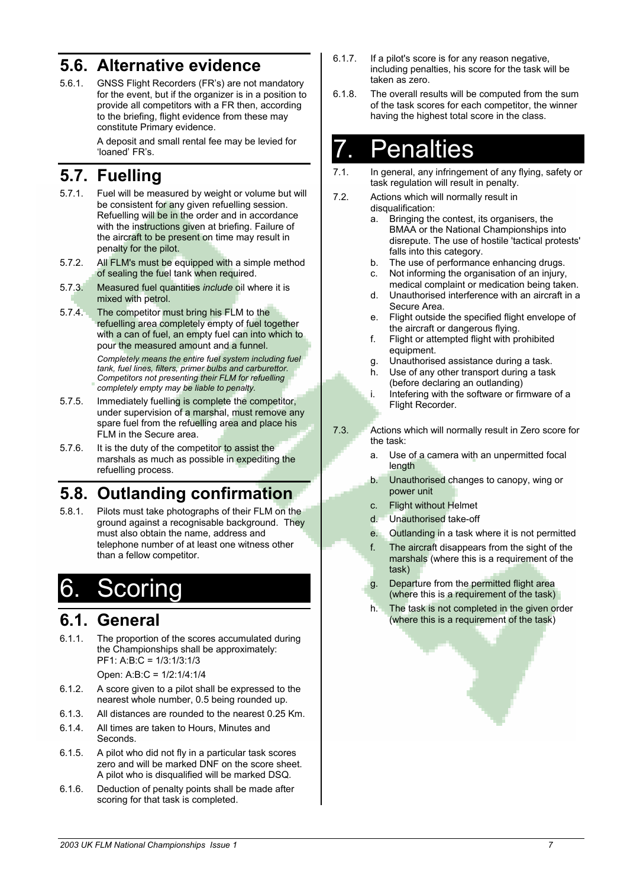## 5.6. Alternative evidence

5.6.1. GNSS Flight Recorders (FR's) are not mandatory for the event, but if the organizer is in a position to provide all competitors with a FR then, according to the briefing, flight evidence from these may constitute Primary evidence.

A deposit and small rental fee may be levied for 'loaned' FR's.

## 5.7. Fuelling

5.7.1. Fuel will be measured by weight or volume but will be consistent for any given refuelling session. Refuelling will be in the order and in accordance with the instructions given at briefing. Failure of the aircraft to be present on time may result in penalty for the pilot.

5.7.2. All FLM's must be equipped with a simple method of sealing the fuel tank when required.

5.7.3. Measured fuel quantities *include* oil where it is mixed with petrol.

5.7.4. The competitor must bring his FLM to the refuelling area completely empty of fuel together with a can of fuel, an empty fuel can into which to pour the measured amount and a funnel.

*Completely means the entire fuel system including fuel tank, fuel lines, filters, primer bulbs and carburettor. Competitors not presenting their FLM for refuelling completely empty may be liable to penalty.*

5.7.5. Immediately fuelling is complete the competitor, under supervision of a marshal, must remove any spare fuel from the refuelling area and place his FLM in the Secure area.

5.7.6. It is the duty of the competitor to assist the marshals as much as possible in expediting the refuelling process.

## 5.8. Outlanding confirmation

5.8.1. Pilots must take photographs of their FLM on the ground against a recognisable background. They must also obtain the name, address and telephone number of at least one witness other than a fellow competitor.

# 6. Scoring

## 6.1. General

6.1.1. The proportion of the scores accumulated during the Championships shall be approximately:
PF1: A:B:C = 1/3:1/3:1/3

Open: A:B:C = 1/2:1/4:1/4

6.1.2. A score given to a pilot shall be expressed to the nearest whole number, 0.5 being rounded up.

6.1.3. All distances are rounded to the nearest 0.25 Km.

6.1.4. All times are taken to Hours, Minutes and Seconds.

6.1.5. A pilot who did not fly in a particular task scores zero and will be marked DNF on the score sheet. A pilot who is disqualified will be marked DSQ.

6.1.6. Deduction of penalty points shall be made after scoring for that task is completed.

6.1.7. If a pilot's score is for any reason negative, including penalties, his score for the task will be taken as zero.

6.1.8. The overall results will be computed from the sum of the task scores for each competitor, the winner having the highest total score in the class.

# 7. Penalties

7.1. In general, any infringement of any flying, safety or task regulation will result in penalty.

7.2. Actions which will normally result in disqualification:

a. Bringing the contest, its organisers, the BMAA or the National Championships into disrepute. The use of hostile 'tactical protests' falls into this category.
b. The use of performance enhancing drugs.
c. Not informing the organisation of an injury, medical complaint or medication being taken.
d. Unauthorised interference with an aircraft in a Secure Area.
e. Flight outside the specified flight envelope of the aircraft or dangerous flying.
f. Flight or attempted flight with prohibited equipment.
g. Unauthorised assistance during a task.
h. Use of any other transport during a task (before declaring an outlanding)
i. Intefering with the software or firmware of a Flight Recorder.

7.3. Actions which will normally result in Zero score for the task:

a. Use of a camera with an unpermitted focal length
b. Unauthorised changes to canopy, wing or power unit
c. Flight without Helmet
d. Unauthorised take-off
e. Outlanding in a task where it is not permitted
f. The aircraft disappears from the sight of the marshals (where this is a requirement of the task)
g. Departure from the permitted flight area (where this is a requirement of the task)
h. The task is not completed in the given order (where this is a requirement of the task)